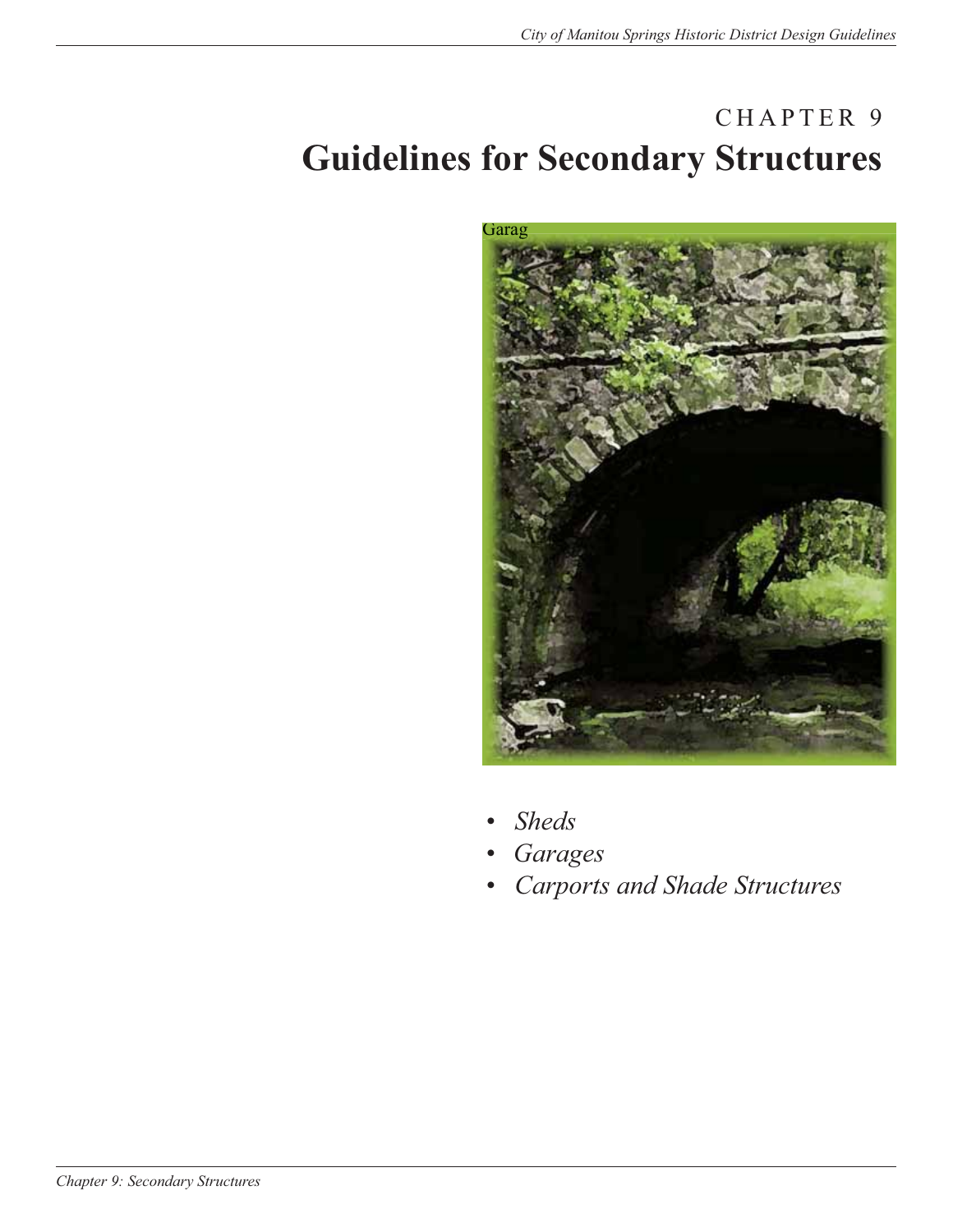# CHAPTER 9
# Guidelines for Secondary Structures

Garag

- *Sheds*
- *Garages*
- *Carports and Shade Structures*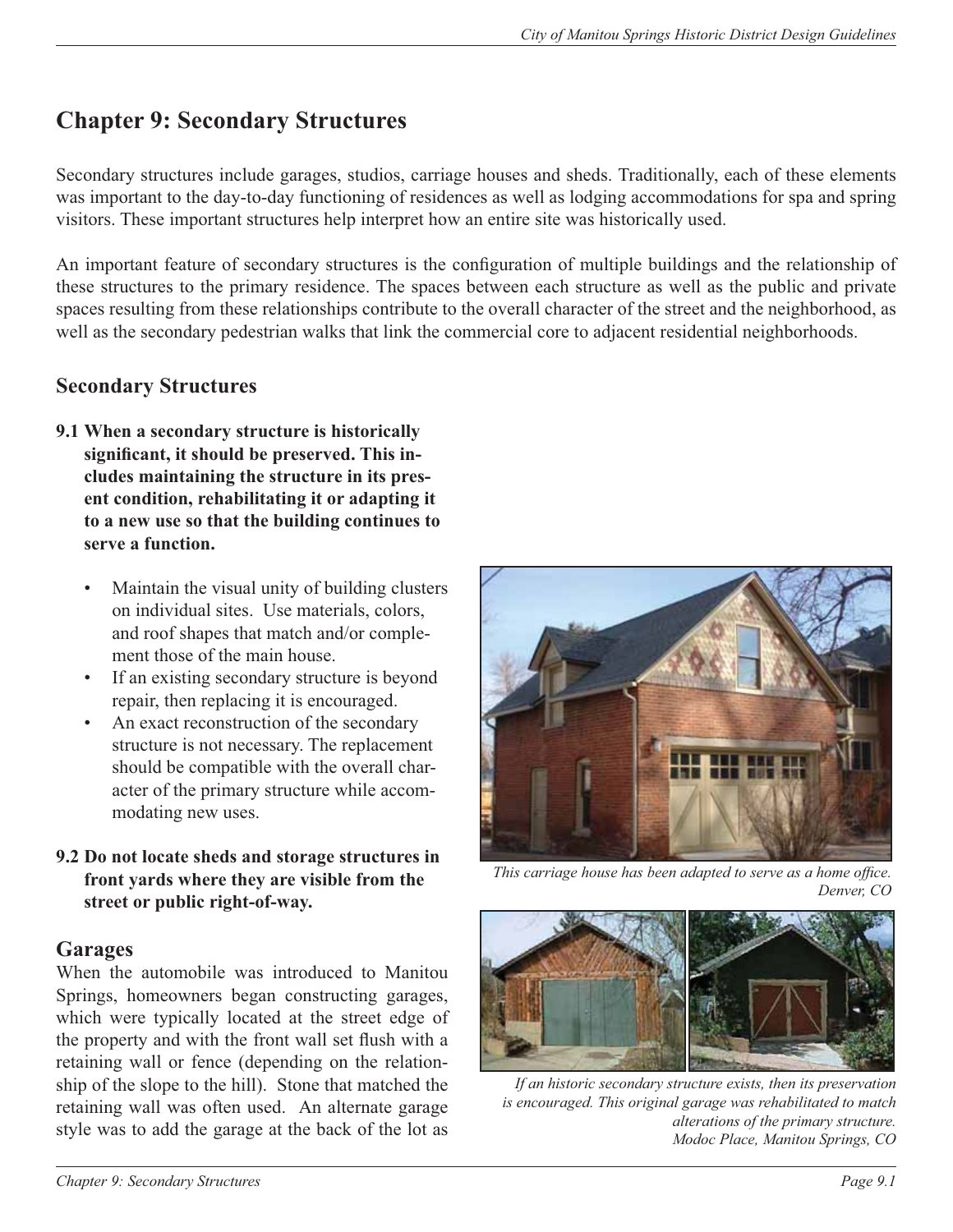# Chapter 9: Secondary Structures

Secondary structures include garages, studios, carriage houses and sheds. Traditionally, each of these elements was important to the day-to-day functioning of residences as well as lodging accommodations for spa and spring visitors. These important structures help interpret how an entire site was historically used.

An important feature of secondary structures is the configuration of multiple buildings and the relationship of these structures to the primary residence. The spaces between each structure as well as the public and private spaces resulting from these relationships contribute to the overall character of the street and the neighborhood, as well as the secondary pedestrian walks that link the commercial core to adjacent residential neighborhoods.

## Secondary Structures

**9.1 When a secondary structure is historically significant, it should be preserved. This includes maintaining the structure in its present condition, rehabilitating it or adapting it to a new use so that the building continues to serve a function.**

- Maintain the visual unity of building clusters on individual sites. Use materials, colors, and roof shapes that match and/or complement those of the main house.
- If an existing secondary structure is beyond repair, then replacing it is encouraged.
- An exact reconstruction of the secondary structure is not necessary. The replacement should be compatible with the overall character of the primary structure while accommodating new uses.

**9.2 Do not locate sheds and storage structures in front yards where they are visible from the street or public right-of-way.**

*This carriage house has been adapted to serve as a home office. Denver, CO*

*If an historic secondary structure exists, then its preservation is encouraged. This original garage was rehabilitated to match alterations of the primary structure. Modoc Place, Manitou Springs, CO*

## Garages

When the automobile was introduced to Manitou Springs, homeowners began constructing garages, which were typically located at the street edge of the property and with the front wall set flush with a retaining wall or fence (depending on the relationship of the slope to the hill). Stone that matched the retaining wall was often used. An alternate garage style was to add the garage at the back of the lot as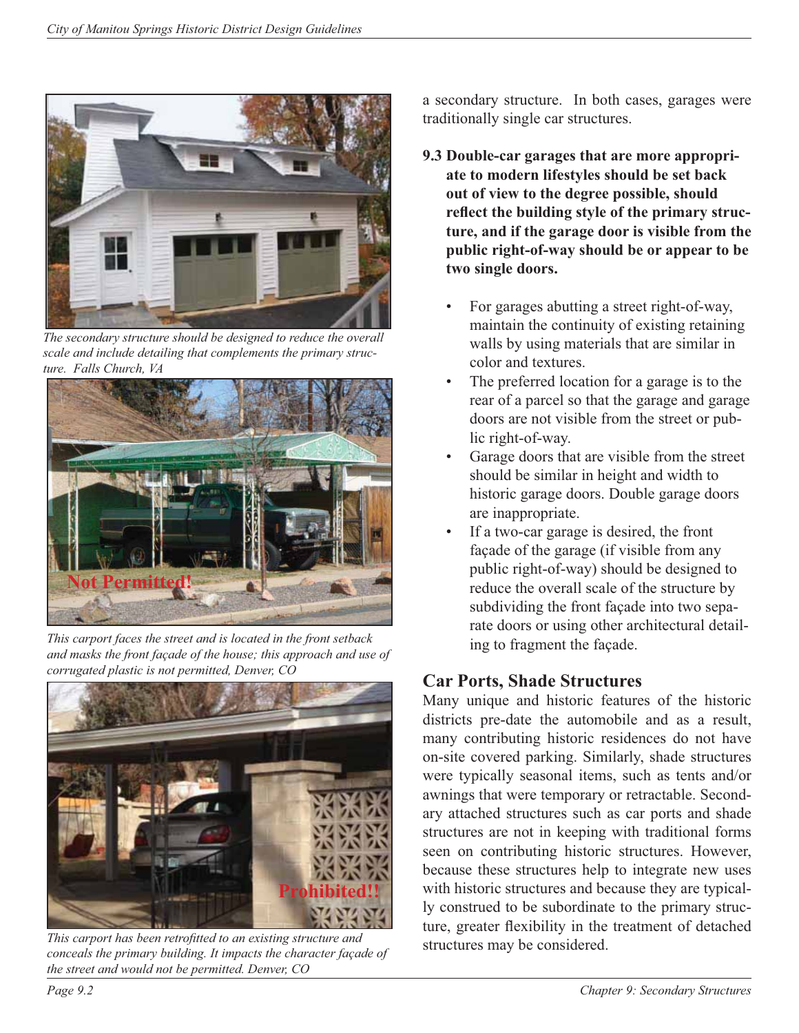*The secondary structure should be designed to reduce the overall scale and include detailing that complements the primary structure. Falls Church, VA*

*This carport faces the street and is located in the front setback and masks the front façade of the house; this approach and use of corrugated plastic is not permitted, Denver, CO*

*This carport has been retrofitted to an existing structure and conceals the primary building. It impacts the character façade of the street and would not be permitted. Denver, CO*

a secondary structure. In both cases, garages were traditionally single car structures.

**9.3 Double-car garages that are more appropriate to modern lifestyles should be set back out of view to the degree possible, should reflect the building style of the primary structure, and if the garage door is visible from the public right-of-way should be or appear to be two single doors.**

- For garages abutting a street right-of-way, maintain the continuity of existing retaining walls by using materials that are similar in color and textures.
- The preferred location for a garage is to the rear of a parcel so that the garage and garage doors are not visible from the street or public right-of-way.
- Garage doors that are visible from the street should be similar in height and width to historic garage doors. Double garage doors are inappropriate.
- If a two-car garage is desired, the front façade of the garage (if visible from any public right-of-way) should be designed to reduce the overall scale of the structure by subdividing the front façade into two separate doors or using other architectural detailing to fragment the façade.

## Car Ports, Shade Structures

Many unique and historic features of the historic districts pre-date the automobile and as a result, many contributing historic residences do not have on-site covered parking. Similarly, shade structures were typically seasonal items, such as tents and/or awnings that were temporary or retractable. Secondary attached structures such as car ports and shade structures are not in keeping with traditional forms seen on contributing historic structures. However, because these structures help to integrate new uses with historic structures and because they are typically construed to be subordinate to the primary structure, greater flexibility in the treatment of detached structures may be considered.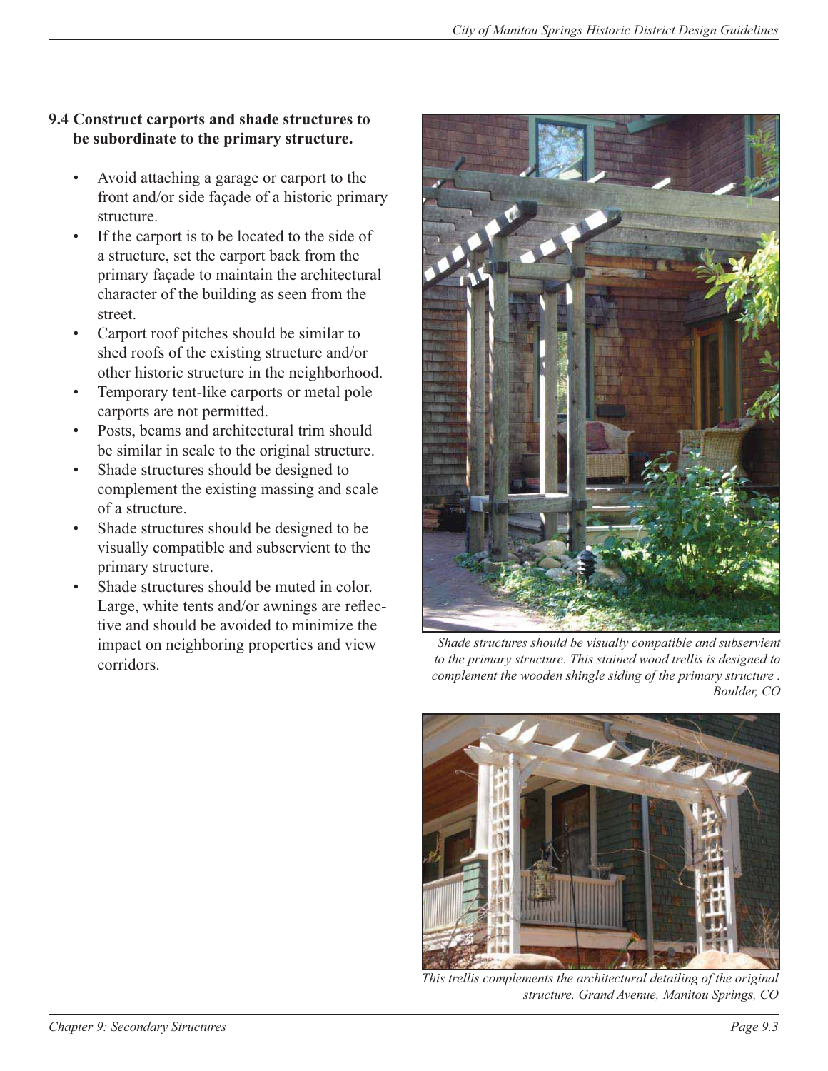### 9.4 Construct carports and shade structures to be subordinate to the primary structure.

- Avoid attaching a garage or carport to the front and/or side façade of a historic primary structure.
- If the carport is to be located to the side of a structure, set the carport back from the primary façade to maintain the architectural character of the building as seen from the street.
- Carport roof pitches should be similar to shed roofs of the existing structure and/or other historic structure in the neighborhood.
- Temporary tent-like carports or metal pole carports are not permitted.
- Posts, beams and architectural trim should be similar in scale to the original structure.
- Shade structures should be designed to complement the existing massing and scale of a structure.
- Shade structures should be designed to be visually compatible and subservient to the primary structure.
- Shade structures should be muted in color. Large, white tents and/or awnings are reflective and should be avoided to minimize the impact on neighboring properties and view corridors.

*Shade structures should be visually compatible and subservient to the primary structure. This stained wood trellis is designed to complement the wooden shingle siding of the primary structure . Boulder, CO*

*This trellis complements the architectural detailing of the original structure. Grand Avenue, Manitou Springs, CO*